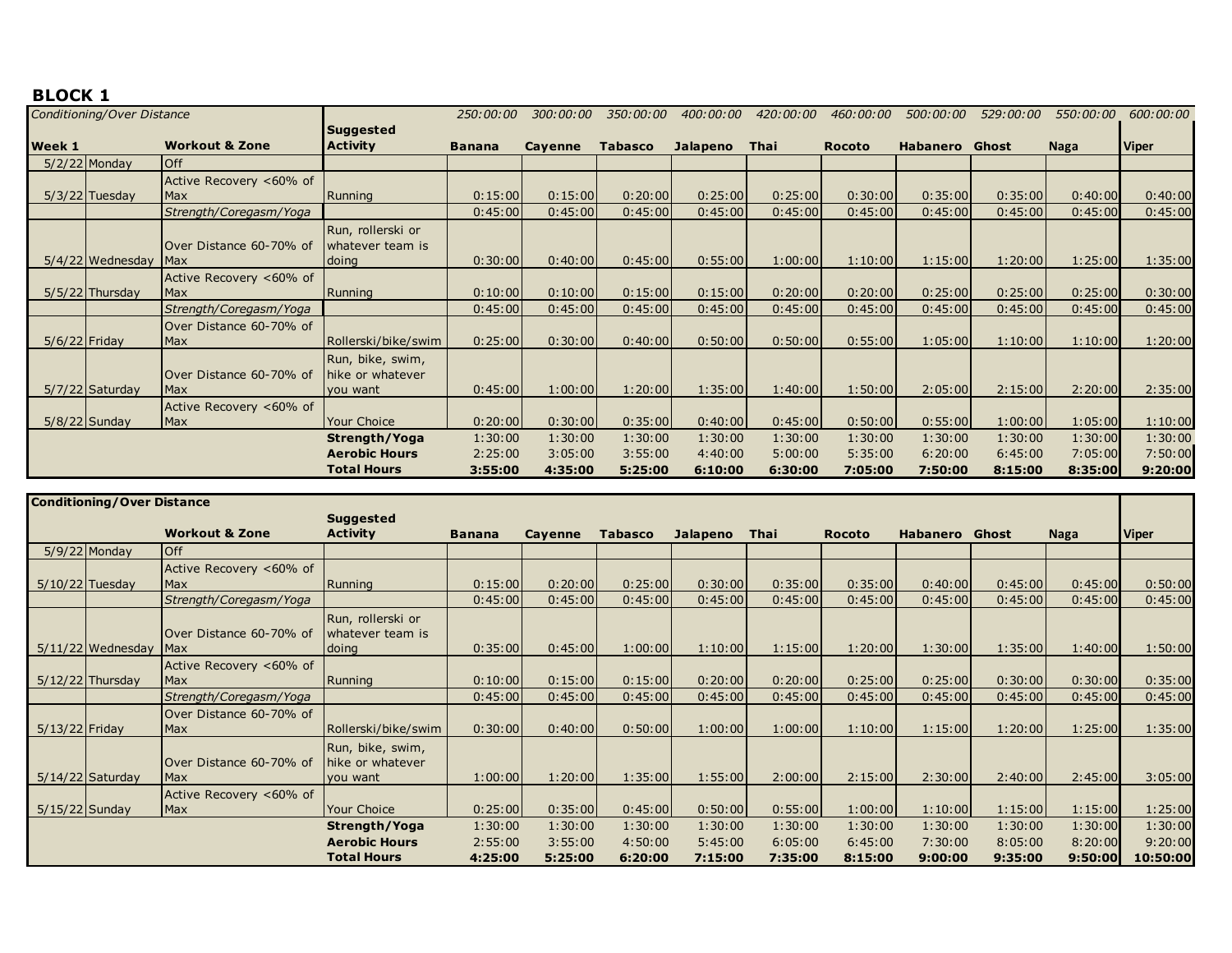## BLOCK 1

| *Conditioning/Over Distance* | | | | *250:00:00* | *300:00:00* | *350:00:00* | *400:00:00* | *420:00:00* | *460:00:00* | *500:00:00* | *529:00:00* | *550:00:00* | *600:00:00* |
|---|---|---|---|---|---|---|---|---|---|---|---|---|---|
| **Week 1** | | **Workout & Zone** | **Suggested Activity** | **Banana** | **Cayenne** | **Tabasco** | **Jalapeno** | **Thai** | **Rocoto** | **Habanero** | **Ghost** | **Naga** | **Viper** |
| 5/2/22 | Monday | Off | | | | | | | | | | | |
| 5/3/22 | Tuesday | Active Recovery <60% of Max | Running | 0:15:00 | 0:15:00 | 0:20:00 | 0:25:00 | 0:25:00 | 0:30:00 | 0:35:00 | 0:35:00 | 0:40:00 | 0:40:00 |
| | | *Strength/Coregasm/Yoga* | | 0:45:00 | 0:45:00 | 0:45:00 | 0:45:00 | 0:45:00 | 0:45:00 | 0:45:00 | 0:45:00 | 0:45:00 | 0:45:00 |
| 5/4/22 | Wednesday | Over Distance 60-70% of Max | Run, rollerski or whatever team is doing | 0:30:00 | 0:40:00 | 0:45:00 | 0:55:00 | 1:00:00 | 1:10:00 | 1:15:00 | 1:20:00 | 1:25:00 | 1:35:00 |
| 5/5/22 | Thursday | Active Recovery <60% of Max | Running | 0:10:00 | 0:10:00 | 0:15:00 | 0:15:00 | 0:20:00 | 0:20:00 | 0:25:00 | 0:25:00 | 0:25:00 | 0:30:00 |
| | | *Strength/Coregasm/Yoga* | | 0:45:00 | 0:45:00 | 0:45:00 | 0:45:00 | 0:45:00 | 0:45:00 | 0:45:00 | 0:45:00 | 0:45:00 | 0:45:00 |
| 5/6/22 | Friday | Over Distance 60-70% of Max | Rollerski/bike/swim | 0:25:00 | 0:30:00 | 0:40:00 | 0:50:00 | 0:50:00 | 0:55:00 | 1:05:00 | 1:10:00 | 1:10:00 | 1:20:00 |
| 5/7/22 | Saturday | Over Distance 60-70% of Max | Run, bike, swim, hike or whatever you want | 0:45:00 | 1:00:00 | 1:20:00 | 1:35:00 | 1:40:00 | 1:50:00 | 2:05:00 | 2:15:00 | 2:20:00 | 2:35:00 |
| 5/8/22 | Sunday | Active Recovery <60% of Max | Your Choice | 0:20:00 | 0:30:00 | 0:35:00 | 0:40:00 | 0:45:00 | 0:50:00 | 0:55:00 | 1:00:00 | 1:05:00 | 1:10:00 |
| | | | **Strength/Yoga** | 1:30:00 | 1:30:00 | 1:30:00 | 1:30:00 | 1:30:00 | 1:30:00 | 1:30:00 | 1:30:00 | 1:30:00 | 1:30:00 |
| | | | **Aerobic Hours** | 2:25:00 | 3:05:00 | 3:55:00 | 4:40:00 | 5:00:00 | 5:35:00 | 6:20:00 | 6:45:00 | 7:05:00 | 7:50:00 |
| | | | **Total Hours** | **3:55:00** | **4:35:00** | **5:25:00** | **6:10:00** | **6:30:00** | **7:05:00** | **7:50:00** | **8:15:00** | **8:35:00** | **9:20:00** |

| **Conditioning/Over Distance** | | | | | | | | | | | | | |
|---|---|---|---|---|---|---|---|---|---|---|---|---|---|
| | | **Workout & Zone** | **Suggested Activity** | **Banana** | **Cayenne** | **Tabasco** | **Jalapeno** | **Thai** | **Rocoto** | **Habanero** | **Ghost** | **Naga** | **Viper** |
| 5/9/22 | Monday | Off | | | | | | | | | | | |
| 5/10/22 | Tuesday | Active Recovery <60% of Max | Running | 0:15:00 | 0:20:00 | 0:25:00 | 0:30:00 | 0:35:00 | 0:35:00 | 0:40:00 | 0:45:00 | 0:45:00 | 0:50:00 |
| | | *Strength/Coregasm/Yoga* | | 0:45:00 | 0:45:00 | 0:45:00 | 0:45:00 | 0:45:00 | 0:45:00 | 0:45:00 | 0:45:00 | 0:45:00 | 0:45:00 |
| 5/11/22 | Wednesday | Over Distance 60-70% of Max | Run, rollerski or whatever team is doing | 0:35:00 | 0:45:00 | 1:00:00 | 1:10:00 | 1:15:00 | 1:20:00 | 1:30:00 | 1:35:00 | 1:40:00 | 1:50:00 |
| 5/12/22 | Thursday | Active Recovery <60% of Max | Running | 0:10:00 | 0:15:00 | 0:15:00 | 0:20:00 | 0:20:00 | 0:25:00 | 0:25:00 | 0:30:00 | 0:30:00 | 0:35:00 |
| | | *Strength/Coregasm/Yoga* | | 0:45:00 | 0:45:00 | 0:45:00 | 0:45:00 | 0:45:00 | 0:45:00 | 0:45:00 | 0:45:00 | 0:45:00 | 0:45:00 |
| 5/13/22 | Friday | Over Distance 60-70% of Max | Rollerski/bike/swim | 0:30:00 | 0:40:00 | 0:50:00 | 1:00:00 | 1:00:00 | 1:10:00 | 1:15:00 | 1:20:00 | 1:25:00 | 1:35:00 |
| 5/14/22 | Saturday | Over Distance 60-70% of Max | Run, bike, swim, hike or whatever you want | 1:00:00 | 1:20:00 | 1:35:00 | 1:55:00 | 2:00:00 | 2:15:00 | 2:30:00 | 2:40:00 | 2:45:00 | 3:05:00 |
| 5/15/22 | Sunday | Active Recovery <60% of Max | Your Choice | 0:25:00 | 0:35:00 | 0:45:00 | 0:50:00 | 0:55:00 | 1:00:00 | 1:10:00 | 1:15:00 | 1:15:00 | 1:25:00 |
| | | | **Strength/Yoga** | 1:30:00 | 1:30:00 | 1:30:00 | 1:30:00 | 1:30:00 | 1:30:00 | 1:30:00 | 1:30:00 | 1:30:00 | 1:30:00 |
| | | | **Aerobic Hours** | 2:55:00 | 3:55:00 | 4:50:00 | 5:45:00 | 6:05:00 | 6:45:00 | 7:30:00 | 8:05:00 | 8:20:00 | 9:20:00 |
| | | | **Total Hours** | **4:25:00** | **5:25:00** | **6:20:00** | **7:15:00** | **7:35:00** | **8:15:00** | **9:00:00** | **9:35:00** | **9:50:00** | **10:50:00** |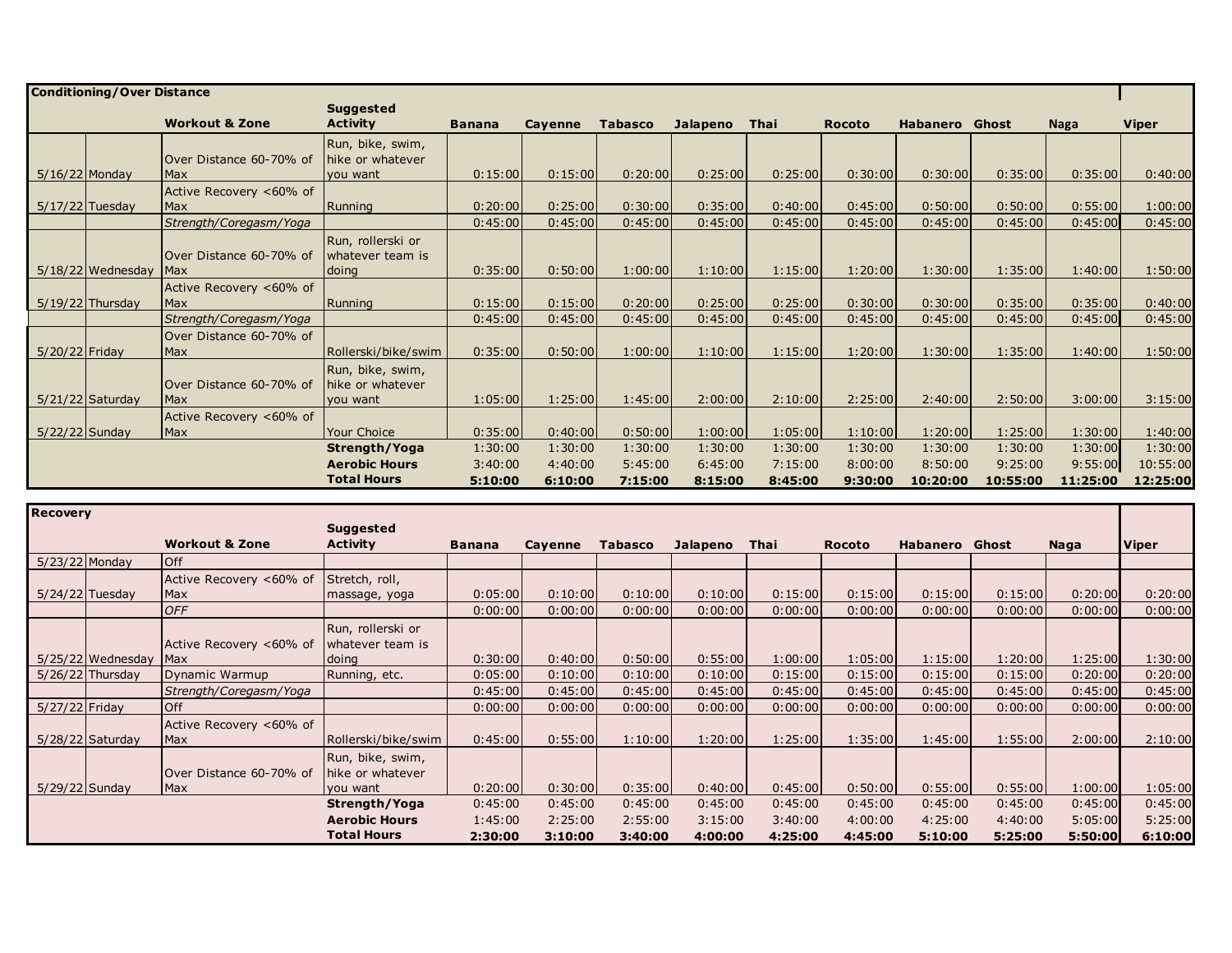## Conditioning/Over Distance

| | | Workout & Zone | Suggested Activity | Banana | Cayenne | Tabasco | Jalapeno | Thai | Rocoto | Habanero | Ghost | Naga | Viper |
|---|---|---|---|---|---|---|---|---|---|---|---|---|---|
| 5/16/22 | Monday | Over Distance 60-70% of Max | Run, bike, swim, hike or whatever you want | 0:15:00 | 0:15:00 | 0:20:00 | 0:25:00 | 0:25:00 | 0:30:00 | 0:30:00 | 0:35:00 | 0:35:00 | 0:40:00 |
| 5/17/22 | Tuesday | Active Recovery <60% of Max | Running | 0:20:00 | 0:25:00 | 0:30:00 | 0:35:00 | 0:40:00 | 0:45:00 | 0:50:00 | 0:50:00 | 0:55:00 | 1:00:00 |
| | | *Strength/Coregasm/Yoga* | | 0:45:00 | 0:45:00 | 0:45:00 | 0:45:00 | 0:45:00 | 0:45:00 | 0:45:00 | 0:45:00 | 0:45:00 | 0:45:00 |
| 5/18/22 | Wednesday | Over Distance 60-70% of Max | Run, rollerski or whatever team is doing | 0:35:00 | 0:50:00 | 1:00:00 | 1:10:00 | 1:15:00 | 1:20:00 | 1:30:00 | 1:35:00 | 1:40:00 | 1:50:00 |
| 5/19/22 | Thursday | Active Recovery <60% of Max | Running | 0:15:00 | 0:15:00 | 0:20:00 | 0:25:00 | 0:25:00 | 0:30:00 | 0:30:00 | 0:35:00 | 0:35:00 | 0:40:00 |
| | | *Strength/Coregasm/Yoga* | | 0:45:00 | 0:45:00 | 0:45:00 | 0:45:00 | 0:45:00 | 0:45:00 | 0:45:00 | 0:45:00 | 0:45:00 | 0:45:00 |
| 5/20/22 | Friday | Over Distance 60-70% of Max | Rollerski/bike/swim | 0:35:00 | 0:50:00 | 1:00:00 | 1:10:00 | 1:15:00 | 1:20:00 | 1:30:00 | 1:35:00 | 1:40:00 | 1:50:00 |
| 5/21/22 | Saturday | Over Distance 60-70% of Max | Run, bike, swim, hike or whatever you want | 1:05:00 | 1:25:00 | 1:45:00 | 2:00:00 | 2:10:00 | 2:25:00 | 2:40:00 | 2:50:00 | 3:00:00 | 3:15:00 |
| 5/22/22 | Sunday | Active Recovery <60% of Max | Your Choice | 0:35:00 | 0:40:00 | 0:50:00 | 1:00:00 | 1:05:00 | 1:10:00 | 1:20:00 | 1:25:00 | 1:30:00 | 1:40:00 |
| | | | **Strength/Yoga** | 1:30:00 | 1:30:00 | 1:30:00 | 1:30:00 | 1:30:00 | 1:30:00 | 1:30:00 | 1:30:00 | 1:30:00 | 1:30:00 |
| | | | **Aerobic Hours** | 3:40:00 | 4:40:00 | 5:45:00 | 6:45:00 | 7:15:00 | 8:00:00 | 8:50:00 | 9:25:00 | 9:55:00 | 10:55:00 |
| | | | **Total Hours** | **5:10:00** | **6:10:00** | **7:15:00** | **8:15:00** | **8:45:00** | **9:30:00** | **10:20:00** | **10:55:00** | **11:25:00** | **12:25:00** |

## Recovery

| | | Workout & Zone | Suggested Activity | Banana | Cayenne | Tabasco | Jalapeno | Thai | Rocoto | Habanero | Ghost | Naga | Viper |
|---|---|---|---|---|---|---|---|---|---|---|---|---|---|
| 5/23/22 | Monday | Off | | | | | | | | | | | |
| 5/24/22 | Tuesday | Active Recovery <60% of Max | Stretch, roll, massage, yoga | 0:05:00 | 0:10:00 | 0:10:00 | 0:10:00 | 0:15:00 | 0:15:00 | 0:15:00 | 0:15:00 | 0:20:00 | 0:20:00 |
| | | *OFF* | | 0:00:00 | 0:00:00 | 0:00:00 | 0:00:00 | 0:00:00 | 0:00:00 | 0:00:00 | 0:00:00 | 0:00:00 | 0:00:00 |
| 5/25/22 | Wednesday | Active Recovery <60% of Max | Run, rollerski or whatever team is doing | 0:30:00 | 0:40:00 | 0:50:00 | 0:55:00 | 1:00:00 | 1:05:00 | 1:15:00 | 1:20:00 | 1:25:00 | 1:30:00 |
| 5/26/22 | Thursday | Dynamic Warmup | Running, etc. | 0:05:00 | 0:10:00 | 0:10:00 | 0:10:00 | 0:15:00 | 0:15:00 | 0:15:00 | 0:15:00 | 0:20:00 | 0:20:00 |
| | | *Strength/Coregasm/Yoga* | | 0:45:00 | 0:45:00 | 0:45:00 | 0:45:00 | 0:45:00 | 0:45:00 | 0:45:00 | 0:45:00 | 0:45:00 | 0:45:00 |
| 5/27/22 | Friday | Off | | 0:00:00 | 0:00:00 | 0:00:00 | 0:00:00 | 0:00:00 | 0:00:00 | 0:00:00 | 0:00:00 | 0:00:00 | 0:00:00 |
| 5/28/22 | Saturday | Active Recovery <60% of Max | Rollerski/bike/swim | 0:45:00 | 0:55:00 | 1:10:00 | 1:20:00 | 1:25:00 | 1:35:00 | 1:45:00 | 1:55:00 | 2:00:00 | 2:10:00 |
| 5/29/22 | Sunday | Over Distance 60-70% of Max | Run, bike, swim, hike or whatever you want | 0:20:00 | 0:30:00 | 0:35:00 | 0:40:00 | 0:45:00 | 0:50:00 | 0:55:00 | 0:55:00 | 1:00:00 | 1:05:00 |
| | | | **Strength/Yoga** | 0:45:00 | 0:45:00 | 0:45:00 | 0:45:00 | 0:45:00 | 0:45:00 | 0:45:00 | 0:45:00 | 0:45:00 | 0:45:00 |
| | | | **Aerobic Hours** | 1:45:00 | 2:25:00 | 2:55:00 | 3:15:00 | 3:40:00 | 4:00:00 | 4:25:00 | 4:40:00 | 5:05:00 | 5:25:00 |
| | | | **Total Hours** | **2:30:00** | **3:10:00** | **3:40:00** | **4:00:00** | **4:25:00** | **4:45:00** | **5:10:00** | **5:25:00** | **5:50:00** | **6:10:00** |